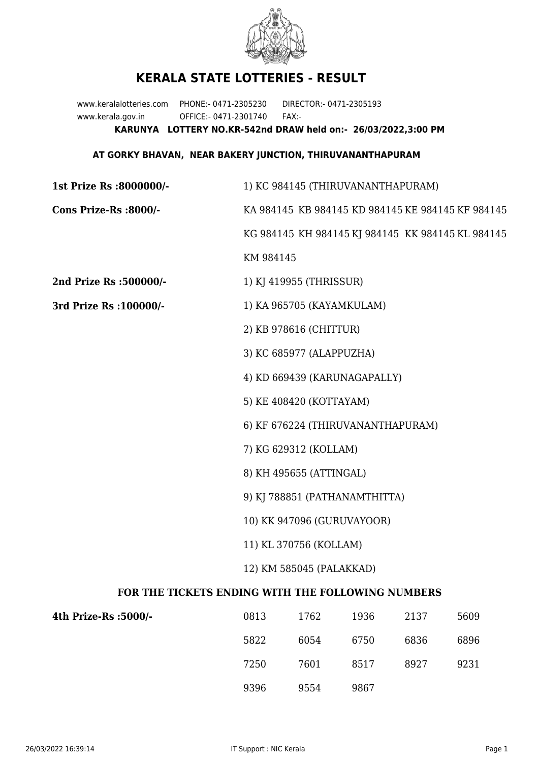# KERALA STATE LOTTERIES - RESULT

www.keralalotteries.com PHONE:- 0471-2305230 DIRECTOR:- 0471-2305193

www.kerala.gov.in OFFICE:- 0471-2301740 FAX:-

**KARUNYA LOTTERY NO.KR-542nd DRAW held on:- 26/03/2022,3:00 PM**

**AT GORKY BHAVAN, NEAR BAKERY JUNCTION, THIRUVANANTHAPURAM**

**1st Prize Rs :8000000/-** 1) KC 984145 (THIRUVANANTHAPURAM)

**Cons Prize-Rs :8000/-** KA 984145 KB 984145 KD 984145 KE 984145 KF 984145 KG 984145 KH 984145 KJ 984145 KK 984145 KL 984145 KM 984145

**2nd Prize Rs :500000/-** 1) KJ 419955 (THRISSUR)

**3rd Prize Rs :100000/-**

1) KA 965705 (KAYAMKULAM)
2) KB 978616 (CHITTUR)
3) KC 685977 (ALAPPUZHA)
4) KD 669439 (KARUNAGAPALLY)
5) KE 408420 (KOTTAYAM)
6) KF 676224 (THIRUVANANTHAPURAM)
7) KG 629312 (KOLLAM)
8) KH 495655 (ATTINGAL)
9) KJ 788851 (PATHANAMTHITTA)
10) KK 947096 (GURUVAYOOR)
11) KL 370756 (KOLLAM)
12) KM 585045 (PALAKKAD)

## FOR THE TICKETS ENDING WITH THE FOLLOWING NUMBERS

**4th Prize-Rs :5000/-**

| | | | | |
|---|---|---|---|---|
| 0813 | 1762 | 1936 | 2137 | 5609 |
| 5822 | 6054 | 6750 | 6836 | 6896 |
| 7250 | 7601 | 8517 | 8927 | 9231 |
| 9396 | 9554 | 9867 | | |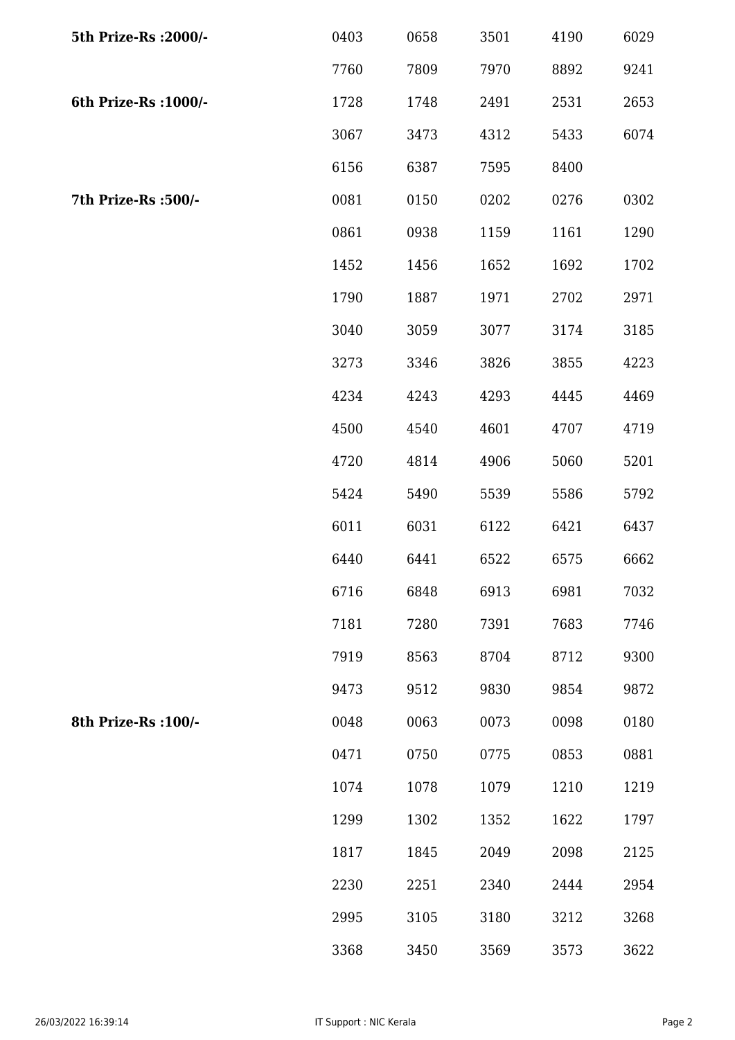| | | | | | |
|---|---|---|---|---|---|
| **5th Prize-Rs :2000/-** | 0403 | 0658 | 3501 | 4190 | 6029 |
| | 7760 | 7809 | 7970 | 8892 | 9241 |
| **6th Prize-Rs :1000/-** | 1728 | 1748 | 2491 | 2531 | 2653 |
| | 3067 | 3473 | 4312 | 5433 | 6074 |
| | 6156 | 6387 | 7595 | 8400 | |
| **7th Prize-Rs :500/-** | 0081 | 0150 | 0202 | 0276 | 0302 |
| | 0861 | 0938 | 1159 | 1161 | 1290 |
| | 1452 | 1456 | 1652 | 1692 | 1702 |
| | 1790 | 1887 | 1971 | 2702 | 2971 |
| | 3040 | 3059 | 3077 | 3174 | 3185 |
| | 3273 | 3346 | 3826 | 3855 | 4223 |
| | 4234 | 4243 | 4293 | 4445 | 4469 |
| | 4500 | 4540 | 4601 | 4707 | 4719 |
| | 4720 | 4814 | 4906 | 5060 | 5201 |
| | 5424 | 5490 | 5539 | 5586 | 5792 |
| | 6011 | 6031 | 6122 | 6421 | 6437 |
| | 6440 | 6441 | 6522 | 6575 | 6662 |
| | 6716 | 6848 | 6913 | 6981 | 7032 |
| | 7181 | 7280 | 7391 | 7683 | 7746 |
| | 7919 | 8563 | 8704 | 8712 | 9300 |
| | 9473 | 9512 | 9830 | 9854 | 9872 |
| **8th Prize-Rs :100/-** | 0048 | 0063 | 0073 | 0098 | 0180 |
| | 0471 | 0750 | 0775 | 0853 | 0881 |
| | 1074 | 1078 | 1079 | 1210 | 1219 |
| | 1299 | 1302 | 1352 | 1622 | 1797 |
| | 1817 | 1845 | 2049 | 2098 | 2125 |
| | 2230 | 2251 | 2340 | 2444 | 2954 |
| | 2995 | 3105 | 3180 | 3212 | 3268 |
| | 3368 | 3450 | 3569 | 3573 | 3622 |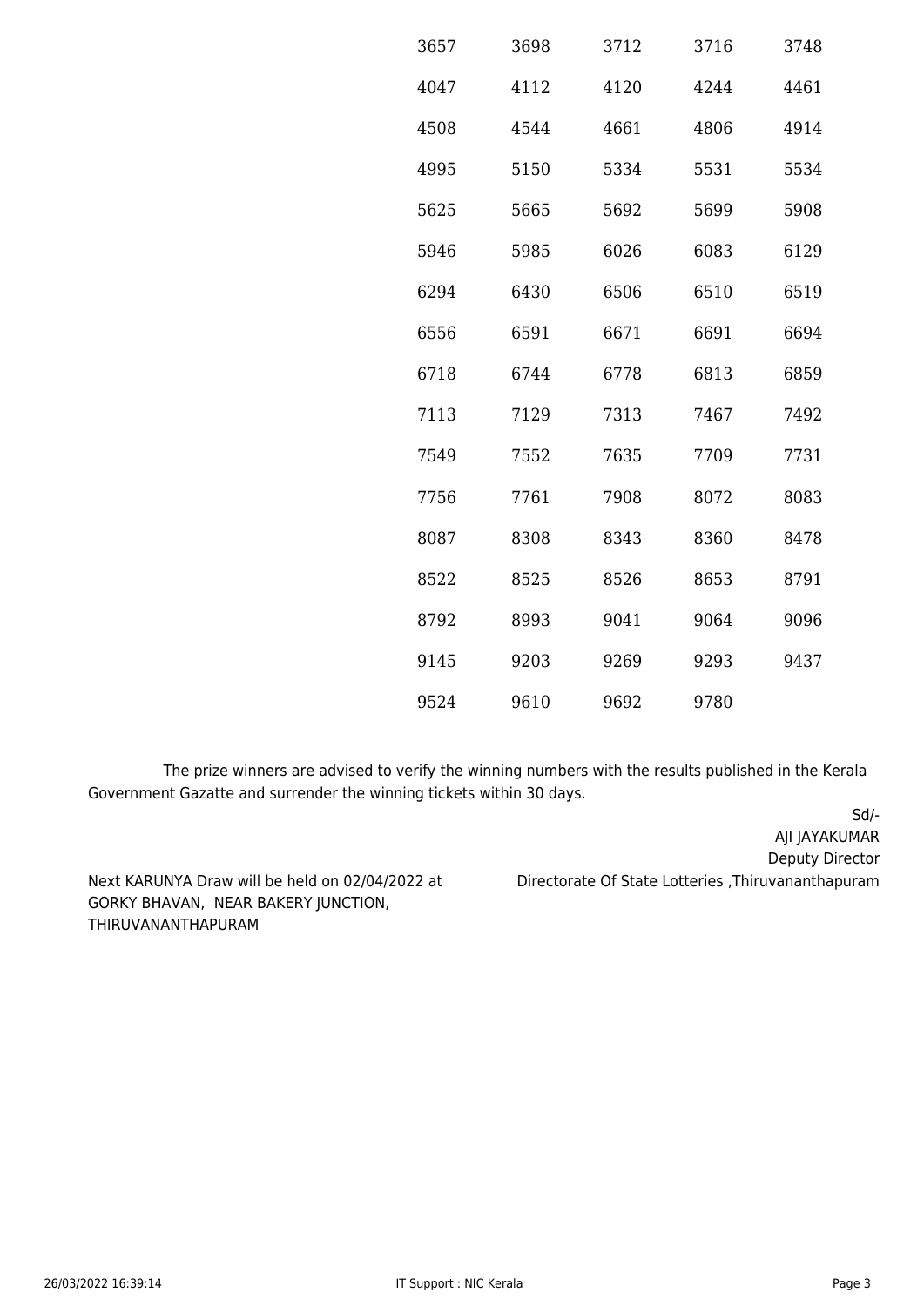| | | | | |
|---|---|---|---|---|
| 3657 | 3698 | 3712 | 3716 | 3748 |
| 4047 | 4112 | 4120 | 4244 | 4461 |
| 4508 | 4544 | 4661 | 4806 | 4914 |
| 4995 | 5150 | 5334 | 5531 | 5534 |
| 5625 | 5665 | 5692 | 5699 | 5908 |
| 5946 | 5985 | 6026 | 6083 | 6129 |
| 6294 | 6430 | 6506 | 6510 | 6519 |
| 6556 | 6591 | 6671 | 6691 | 6694 |
| 6718 | 6744 | 6778 | 6813 | 6859 |
| 7113 | 7129 | 7313 | 7467 | 7492 |
| 7549 | 7552 | 7635 | 7709 | 7731 |
| 7756 | 7761 | 7908 | 8072 | 8083 |
| 8087 | 8308 | 8343 | 8360 | 8478 |
| 8522 | 8525 | 8526 | 8653 | 8791 |
| 8792 | 8993 | 9041 | 9064 | 9096 |
| 9145 | 9203 | 9269 | 9293 | 9437 |
| 9524 | 9610 | 9692 | 9780 | |

The prize winners are advised to verify the winning numbers with the results published in the Kerala Government Gazatte and surrender the winning tickets within 30 days.

Sd/-
AJI JAYAKUMAR
Deputy Director
Directorate Of State Lotteries ,Thiruvananthapuram

Next KARUNYA Draw will be held on 02/04/2022 at GORKY BHAVAN, NEAR BAKERY JUNCTION, THIRUVANANTHAPURAM